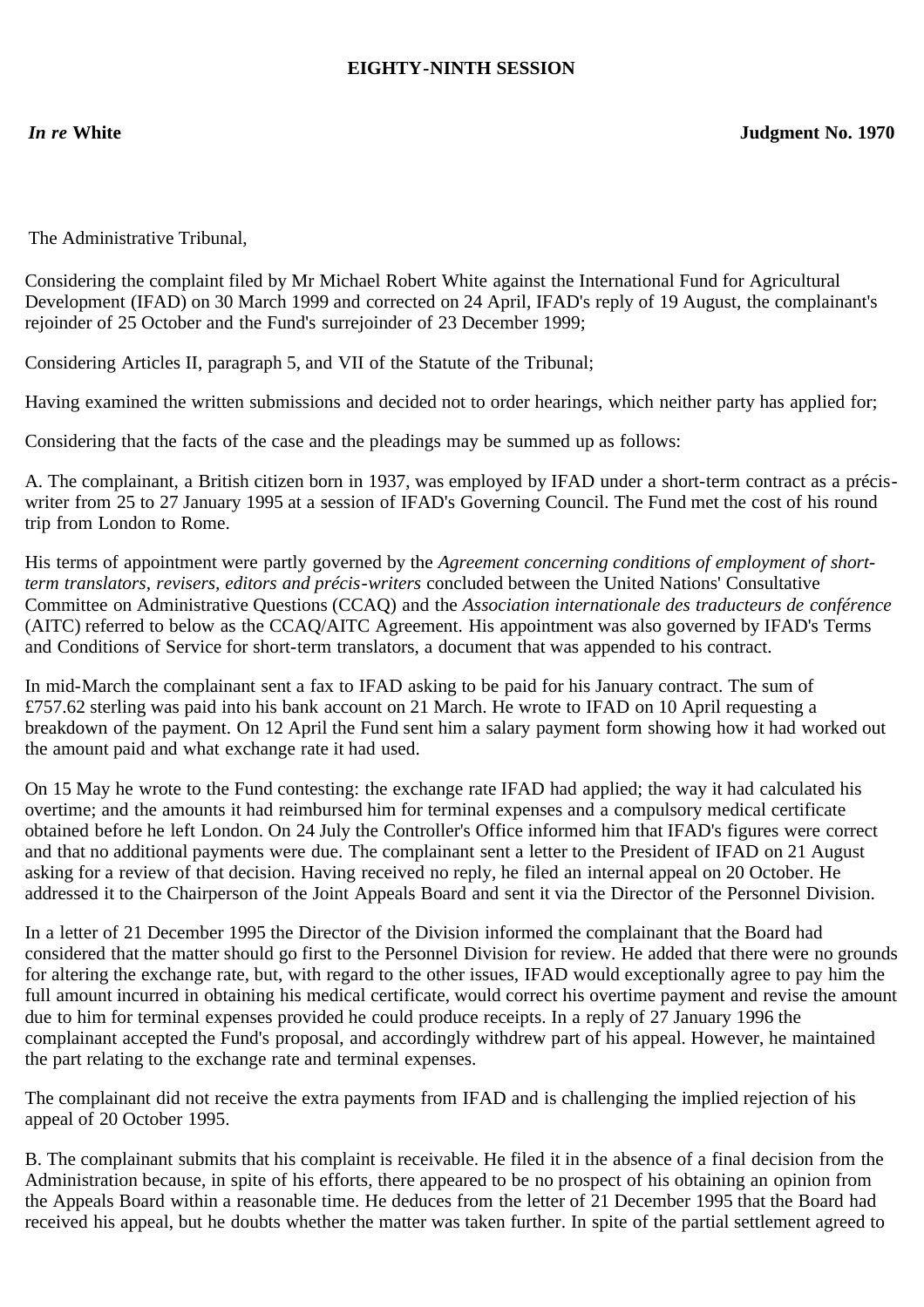**EIGHTY-NINTH SESSION**

***In re* White** **Judgment No. 1970**

The Administrative Tribunal,

Considering the complaint filed by Mr Michael Robert White against the International Fund for Agricultural Development (IFAD) on 30 March 1999 and corrected on 24 April, IFAD's reply of 19 August, the complainant's rejoinder of 25 October and the Fund's surrejoinder of 23 December 1999;

Considering Articles II, paragraph 5, and VII of the Statute of the Tribunal;

Having examined the written submissions and decided not to order hearings, which neither party has applied for;

Considering that the facts of the case and the pleadings may be summed up as follows:

A. The complainant, a British citizen born in 1937, was employed by IFAD under a short-term contract as a précis-writer from 25 to 27 January 1995 at a session of IFAD's Governing Council. The Fund met the cost of his round trip from London to Rome.

His terms of appointment were partly governed by the *Agreement concerning conditions of employment of short-term translators, revisers, editors and précis-writers* concluded between the United Nations' Consultative Committee on Administrative Questions (CCAQ) and the *Association internationale des traducteurs de conférence* (AITC) referred to below as the CCAQ/AITC Agreement. His appointment was also governed by IFAD's Terms and Conditions of Service for short-term translators, a document that was appended to his contract.

In mid-March the complainant sent a fax to IFAD asking to be paid for his January contract. The sum of £757.62 sterling was paid into his bank account on 21 March. He wrote to IFAD on 10 April requesting a breakdown of the payment. On 12 April the Fund sent him a salary payment form showing how it had worked out the amount paid and what exchange rate it had used.

On 15 May he wrote to the Fund contesting: the exchange rate IFAD had applied; the way it had calculated his overtime; and the amounts it had reimbursed him for terminal expenses and a compulsory medical certificate obtained before he left London. On 24 July the Controller's Office informed him that IFAD's figures were correct and that no additional payments were due. The complainant sent a letter to the President of IFAD on 21 August asking for a review of that decision. Having received no reply, he filed an internal appeal on 20 October. He addressed it to the Chairperson of the Joint Appeals Board and sent it via the Director of the Personnel Division.

In a letter of 21 December 1995 the Director of the Division informed the complainant that the Board had considered that the matter should go first to the Personnel Division for review. He added that there were no grounds for altering the exchange rate, but, with regard to the other issues, IFAD would exceptionally agree to pay him the full amount incurred in obtaining his medical certificate, would correct his overtime payment and revise the amount due to him for terminal expenses provided he could produce receipts. In a reply of 27 January 1996 the complainant accepted the Fund's proposal, and accordingly withdrew part of his appeal. However, he maintained the part relating to the exchange rate and terminal expenses.

The complainant did not receive the extra payments from IFAD and is challenging the implied rejection of his appeal of 20 October 1995.

B. The complainant submits that his complaint is receivable. He filed it in the absence of a final decision from the Administration because, in spite of his efforts, there appeared to be no prospect of his obtaining an opinion from the Appeals Board within a reasonable time. He deduces from the letter of 21 December 1995 that the Board had received his appeal, but he doubts whether the matter was taken further. In spite of the partial settlement agreed to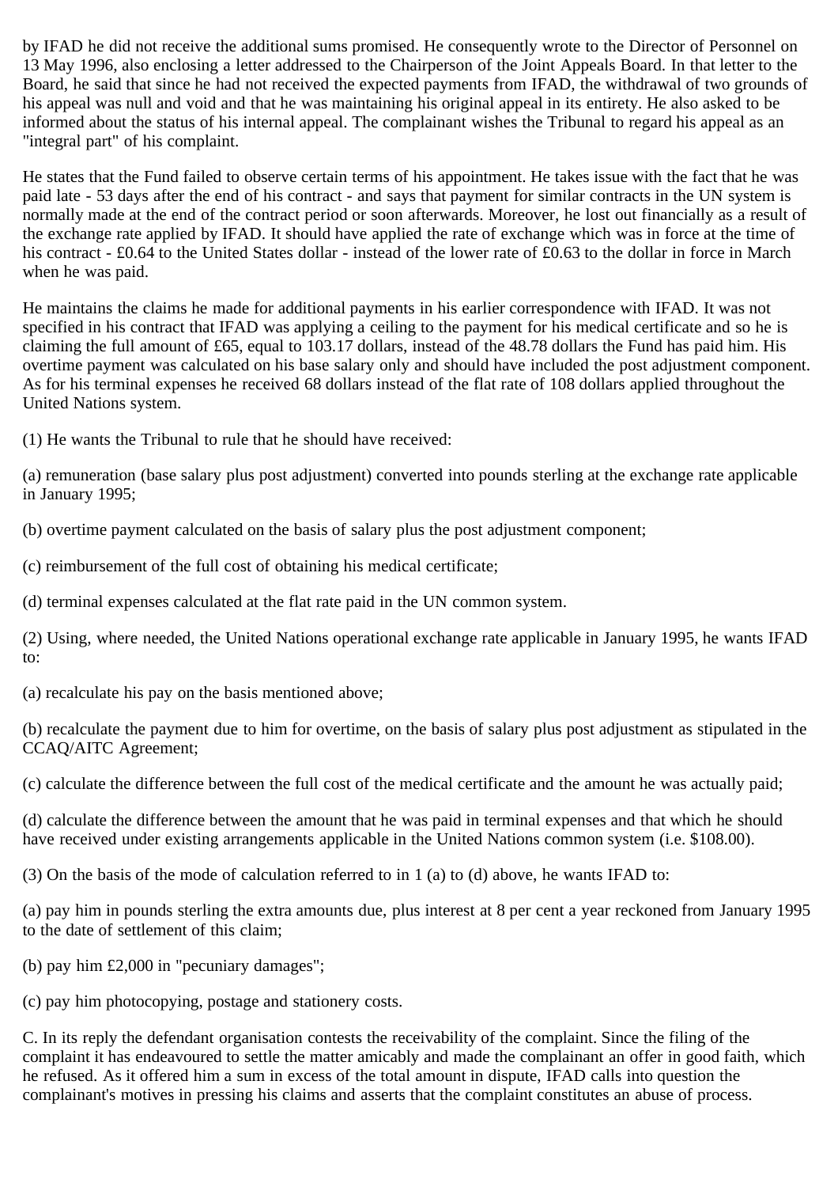by IFAD he did not receive the additional sums promised. He consequently wrote to the Director of Personnel on 13 May 1996, also enclosing a letter addressed to the Chairperson of the Joint Appeals Board. In that letter to the Board, he said that since he had not received the expected payments from IFAD, the withdrawal of two grounds of his appeal was null and void and that he was maintaining his original appeal in its entirety. He also asked to be informed about the status of his internal appeal. The complainant wishes the Tribunal to regard his appeal as an "integral part" of his complaint.

He states that the Fund failed to observe certain terms of his appointment. He takes issue with the fact that he was paid late - 53 days after the end of his contract - and says that payment for similar contracts in the UN system is normally made at the end of the contract period or soon afterwards. Moreover, he lost out financially as a result of the exchange rate applied by IFAD. It should have applied the rate of exchange which was in force at the time of his contract - £0.64 to the United States dollar - instead of the lower rate of £0.63 to the dollar in force in March when he was paid.

He maintains the claims he made for additional payments in his earlier correspondence with IFAD. It was not specified in his contract that IFAD was applying a ceiling to the payment for his medical certificate and so he is claiming the full amount of £65, equal to 103.17 dollars, instead of the 48.78 dollars the Fund has paid him. His overtime payment was calculated on his base salary only and should have included the post adjustment component. As for his terminal expenses he received 68 dollars instead of the flat rate of 108 dollars applied throughout the United Nations system.

(1) He wants the Tribunal to rule that he should have received:

(a) remuneration (base salary plus post adjustment) converted into pounds sterling at the exchange rate applicable in January 1995;

(b) overtime payment calculated on the basis of salary plus the post adjustment component;

(c) reimbursement of the full cost of obtaining his medical certificate;

(d) terminal expenses calculated at the flat rate paid in the UN common system.

(2) Using, where needed, the United Nations operational exchange rate applicable in January 1995, he wants IFAD to:

(a) recalculate his pay on the basis mentioned above;

(b) recalculate the payment due to him for overtime, on the basis of salary plus post adjustment as stipulated in the CCAQ/AITC Agreement;

(c) calculate the difference between the full cost of the medical certificate and the amount he was actually paid;

(d) calculate the difference between the amount that he was paid in terminal expenses and that which he should have received under existing arrangements applicable in the United Nations common system (i.e. $108.00).

(3) On the basis of the mode of calculation referred to in 1 (a) to (d) above, he wants IFAD to:

(a) pay him in pounds sterling the extra amounts due, plus interest at 8 per cent a year reckoned from January 1995 to the date of settlement of this claim;

(b) pay him £2,000 in "pecuniary damages";

(c) pay him photocopying, postage and stationery costs.

C. In its reply the defendant organisation contests the receivability of the complaint. Since the filing of the complaint it has endeavoured to settle the matter amicably and made the complainant an offer in good faith, which he refused. As it offered him a sum in excess of the total amount in dispute, IFAD calls into question the complainant's motives in pressing his claims and asserts that the complaint constitutes an abuse of process.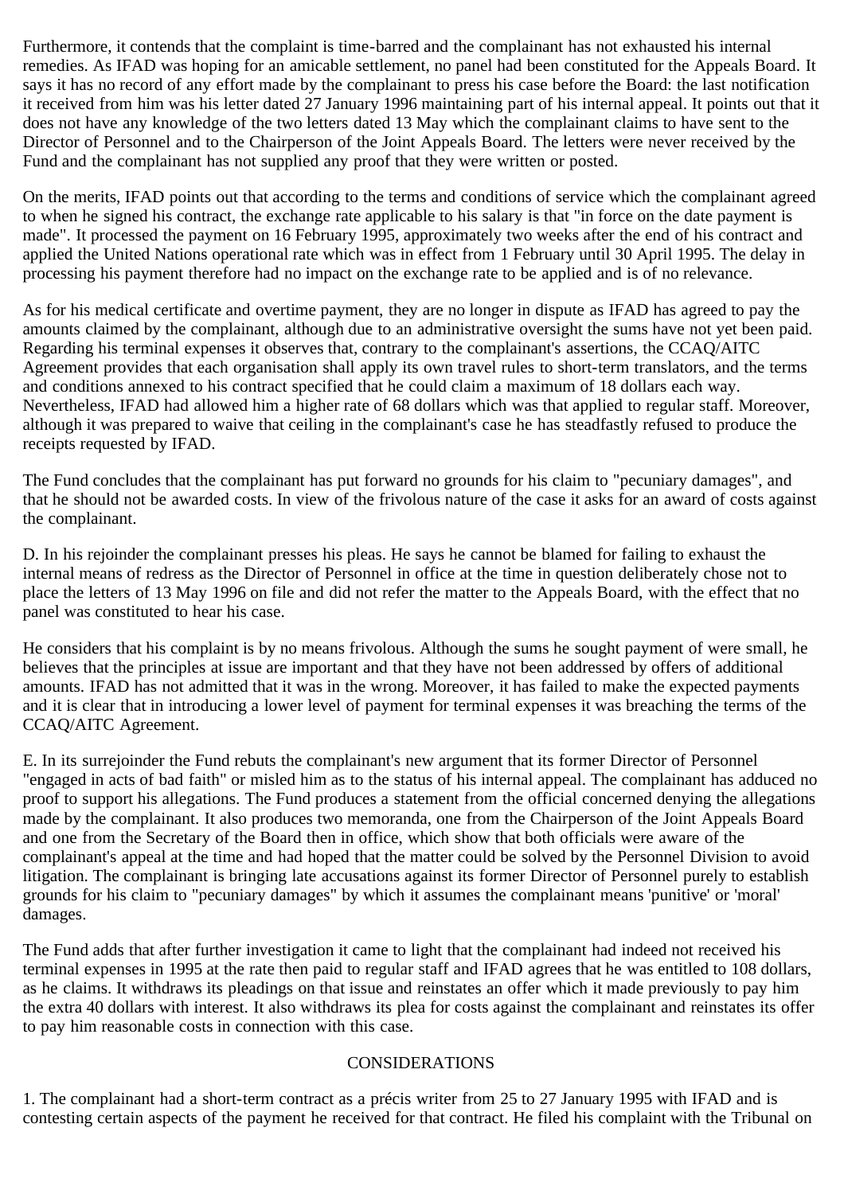Furthermore, it contends that the complaint is time-barred and the complainant has not exhausted his internal remedies. As IFAD was hoping for an amicable settlement, no panel had been constituted for the Appeals Board. It says it has no record of any effort made by the complainant to press his case before the Board: the last notification it received from him was his letter dated 27 January 1996 maintaining part of his internal appeal. It points out that it does not have any knowledge of the two letters dated 13 May which the complainant claims to have sent to the Director of Personnel and to the Chairperson of the Joint Appeals Board. The letters were never received by the Fund and the complainant has not supplied any proof that they were written or posted.

On the merits, IFAD points out that according to the terms and conditions of service which the complainant agreed to when he signed his contract, the exchange rate applicable to his salary is that "in force on the date payment is made". It processed the payment on 16 February 1995, approximately two weeks after the end of his contract and applied the United Nations operational rate which was in effect from 1 February until 30 April 1995. The delay in processing his payment therefore had no impact on the exchange rate to be applied and is of no relevance.

As for his medical certificate and overtime payment, they are no longer in dispute as IFAD has agreed to pay the amounts claimed by the complainant, although due to an administrative oversight the sums have not yet been paid. Regarding his terminal expenses it observes that, contrary to the complainant's assertions, the CCAQ/AITC Agreement provides that each organisation shall apply its own travel rules to short-term translators, and the terms and conditions annexed to his contract specified that he could claim a maximum of 18 dollars each way. Nevertheless, IFAD had allowed him a higher rate of 68 dollars which was that applied to regular staff. Moreover, although it was prepared to waive that ceiling in the complainant's case he has steadfastly refused to produce the receipts requested by IFAD.

The Fund concludes that the complainant has put forward no grounds for his claim to "pecuniary damages", and that he should not be awarded costs. In view of the frivolous nature of the case it asks for an award of costs against the complainant.

D. In his rejoinder the complainant presses his pleas. He says he cannot be blamed for failing to exhaust the internal means of redress as the Director of Personnel in office at the time in question deliberately chose not to place the letters of 13 May 1996 on file and did not refer the matter to the Appeals Board, with the effect that no panel was constituted to hear his case.

He considers that his complaint is by no means frivolous. Although the sums he sought payment of were small, he believes that the principles at issue are important and that they have not been addressed by offers of additional amounts. IFAD has not admitted that it was in the wrong. Moreover, it has failed to make the expected payments and it is clear that in introducing a lower level of payment for terminal expenses it was breaching the terms of the CCAQ/AITC Agreement.

E. In its surrejoinder the Fund rebuts the complainant's new argument that its former Director of Personnel "engaged in acts of bad faith" or misled him as to the status of his internal appeal. The complainant has adduced no proof to support his allegations. The Fund produces a statement from the official concerned denying the allegations made by the complainant. It also produces two memoranda, one from the Chairperson of the Joint Appeals Board and one from the Secretary of the Board then in office, which show that both officials were aware of the complainant's appeal at the time and had hoped that the matter could be solved by the Personnel Division to avoid litigation. The complainant is bringing late accusations against its former Director of Personnel purely to establish grounds for his claim to "pecuniary damages" by which it assumes the complainant means 'punitive' or 'moral' damages.

The Fund adds that after further investigation it came to light that the complainant had indeed not received his terminal expenses in 1995 at the rate then paid to regular staff and IFAD agrees that he was entitled to 108 dollars, as he claims. It withdraws its pleadings on that issue and reinstates an offer which it made previously to pay him the extra 40 dollars with interest. It also withdraws its plea for costs against the complainant and reinstates its offer to pay him reasonable costs in connection with this case.

## CONSIDERATIONS

1. The complainant had a short-term contract as a précis writer from 25 to 27 January 1995 with IFAD and is contesting certain aspects of the payment he received for that contract. He filed his complaint with the Tribunal on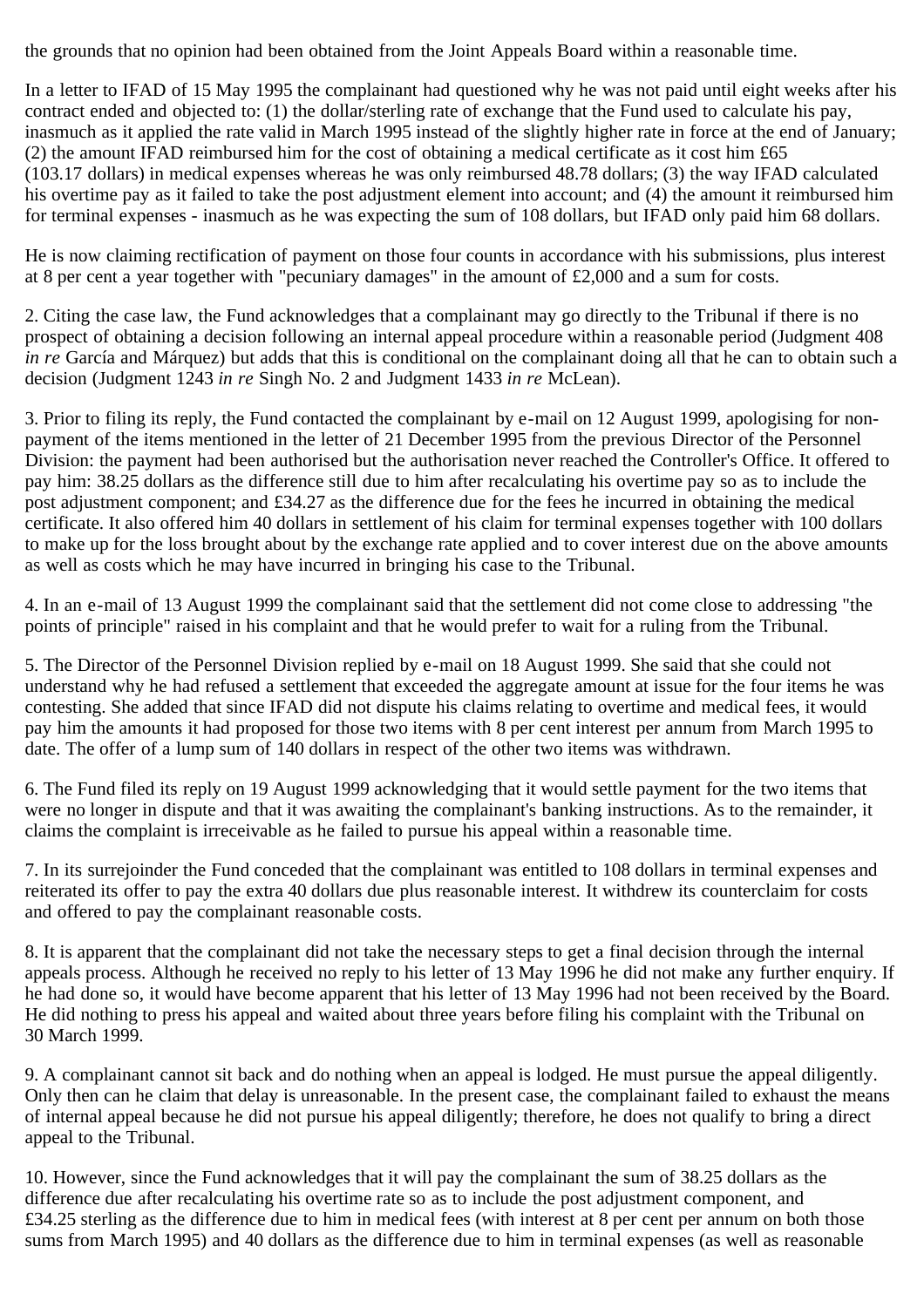the grounds that no opinion had been obtained from the Joint Appeals Board within a reasonable time.

In a letter to IFAD of 15 May 1995 the complainant had questioned why he was not paid until eight weeks after his contract ended and objected to: (1) the dollar/sterling rate of exchange that the Fund used to calculate his pay, inasmuch as it applied the rate valid in March 1995 instead of the slightly higher rate in force at the end of January; (2) the amount IFAD reimbursed him for the cost of obtaining a medical certificate as it cost him £65 (103.17 dollars) in medical expenses whereas he was only reimbursed 48.78 dollars; (3) the way IFAD calculated his overtime pay as it failed to take the post adjustment element into account; and (4) the amount it reimbursed him for terminal expenses - inasmuch as he was expecting the sum of 108 dollars, but IFAD only paid him 68 dollars.

He is now claiming rectification of payment on those four counts in accordance with his submissions, plus interest at 8 per cent a year together with "pecuniary damages" in the amount of £2,000 and a sum for costs.

2. Citing the case law, the Fund acknowledges that a complainant may go directly to the Tribunal if there is no prospect of obtaining a decision following an internal appeal procedure within a reasonable period (Judgment 408 *in re* García and Márquez) but adds that this is conditional on the complainant doing all that he can to obtain such a decision (Judgment 1243 *in re* Singh No. 2 and Judgment 1433 *in re* McLean).

3. Prior to filing its reply, the Fund contacted the complainant by e-mail on 12 August 1999, apologising for non-payment of the items mentioned in the letter of 21 December 1995 from the previous Director of the Personnel Division: the payment had been authorised but the authorisation never reached the Controller's Office. It offered to pay him: 38.25 dollars as the difference still due to him after recalculating his overtime pay so as to include the post adjustment component; and £34.27 as the difference due for the fees he incurred in obtaining the medical certificate. It also offered him 40 dollars in settlement of his claim for terminal expenses together with 100 dollars to make up for the loss brought about by the exchange rate applied and to cover interest due on the above amounts as well as costs which he may have incurred in bringing his case to the Tribunal.

4. In an e-mail of 13 August 1999 the complainant said that the settlement did not come close to addressing "the points of principle" raised in his complaint and that he would prefer to wait for a ruling from the Tribunal.

5. The Director of the Personnel Division replied by e-mail on 18 August 1999. She said that she could not understand why he had refused a settlement that exceeded the aggregate amount at issue for the four items he was contesting. She added that since IFAD did not dispute his claims relating to overtime and medical fees, it would pay him the amounts it had proposed for those two items with 8 per cent interest per annum from March 1995 to date. The offer of a lump sum of 140 dollars in respect of the other two items was withdrawn.

6. The Fund filed its reply on 19 August 1999 acknowledging that it would settle payment for the two items that were no longer in dispute and that it was awaiting the complainant's banking instructions. As to the remainder, it claims the complaint is irreceivable as he failed to pursue his appeal within a reasonable time.

7. In its surrejoinder the Fund conceded that the complainant was entitled to 108 dollars in terminal expenses and reiterated its offer to pay the extra 40 dollars due plus reasonable interest. It withdrew its counterclaim for costs and offered to pay the complainant reasonable costs.

8. It is apparent that the complainant did not take the necessary steps to get a final decision through the internal appeals process. Although he received no reply to his letter of 13 May 1996 he did not make any further enquiry. If he had done so, it would have become apparent that his letter of 13 May 1996 had not been received by the Board. He did nothing to press his appeal and waited about three years before filing his complaint with the Tribunal on 30 March 1999.

9. A complainant cannot sit back and do nothing when an appeal is lodged. He must pursue the appeal diligently. Only then can he claim that delay is unreasonable. In the present case, the complainant failed to exhaust the means of internal appeal because he did not pursue his appeal diligently; therefore, he does not qualify to bring a direct appeal to the Tribunal.

10. However, since the Fund acknowledges that it will pay the complainant the sum of 38.25 dollars as the difference due after recalculating his overtime rate so as to include the post adjustment component, and £34.25 sterling as the difference due to him in medical fees (with interest at 8 per cent per annum on both those sums from March 1995) and 40 dollars as the difference due to him in terminal expenses (as well as reasonable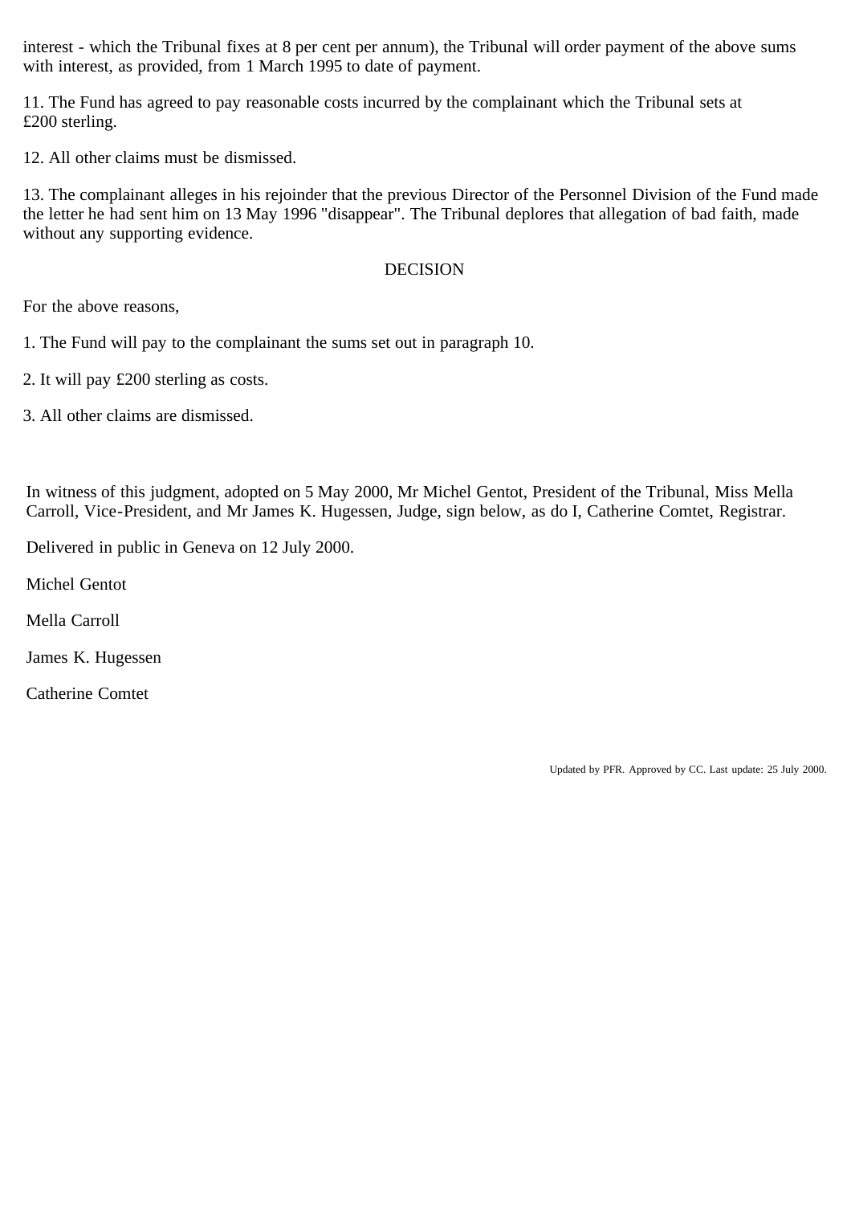interest - which the Tribunal fixes at 8 per cent per annum), the Tribunal will order payment of the above sums with interest, as provided, from 1 March 1995 to date of payment.

11. The Fund has agreed to pay reasonable costs incurred by the complainant which the Tribunal sets at £200 sterling.

12. All other claims must be dismissed.

13. The complainant alleges in his rejoinder that the previous Director of the Personnel Division of the Fund made the letter he had sent him on 13 May 1996 "disappear". The Tribunal deplores that allegation of bad faith, made without any supporting evidence.

DECISION

For the above reasons,

1. The Fund will pay to the complainant the sums set out in paragraph 10.

2. It will pay £200 sterling as costs.

3. All other claims are dismissed.

In witness of this judgment, adopted on 5 May 2000, Mr Michel Gentot, President of the Tribunal, Miss Mella Carroll, Vice-President, and Mr James K. Hugessen, Judge, sign below, as do I, Catherine Comtet, Registrar.

Delivered in public in Geneva on 12 July 2000.

Michel Gentot

Mella Carroll

James K. Hugessen

Catherine Comtet

Updated by PFR. Approved by CC. Last update: 25 July 2000.